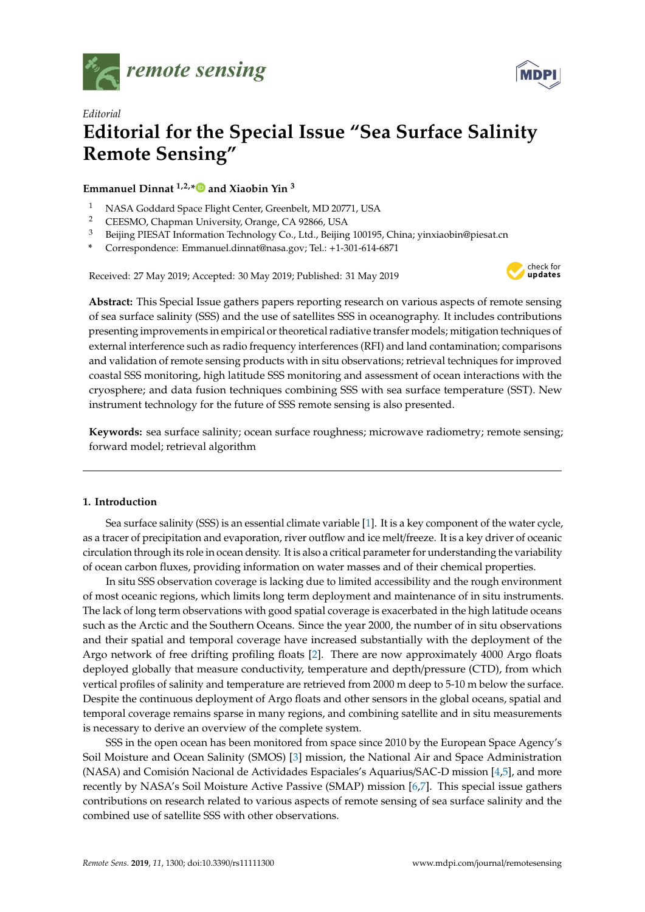*Editorial*

# Editorial for the Special Issue "Sea Surface Salinity Remote Sensing"

**Emmanuel Dinnat [1,2,*] and Xiaobin Yin [3]**

1. NASA Goddard Space Flight Center, Greenbelt, MD 20771, USA
2. CEESMO, Chapman University, Orange, CA 92866, USA
3. Beijing PIESAT Information Technology Co., Ltd., Beijing 100195, China; yinxiaobin@piesat.cn

\* Correspondence: Emmanuel.dinnat@nasa.gov; Tel.: +1-301-614-6871

Received: 27 May 2019; Accepted: 30 May 2019; Published: 31 May 2019

**Abstract:** This Special Issue gathers papers reporting research on various aspects of remote sensing of sea surface salinity (SSS) and the use of satellites SSS in oceanography. It includes contributions presenting improvements in empirical or theoretical radiative transfer models; mitigation techniques of external interference such as radio frequency interferences (RFI) and land contamination; comparisons and validation of remote sensing products with in situ observations; retrieval techniques for improved coastal SSS monitoring, high latitude SSS monitoring and assessment of ocean interactions with the cryosphere; and data fusion techniques combining SSS with sea surface temperature (SST). New instrument technology for the future of SSS remote sensing is also presented.

**Keywords:** sea surface salinity; ocean surface roughness; microwave radiometry; remote sensing; forward model; retrieval algorithm

## 1. Introduction

Sea surface salinity (SSS) is an essential climate variable [1]. It is a key component of the water cycle, as a tracer of precipitation and evaporation, river outflow and ice melt/freeze. It is a key driver of oceanic circulation through its role in ocean density. It is also a critical parameter for understanding the variability of ocean carbon fluxes, providing information on water masses and of their chemical properties.

In situ SSS observation coverage is lacking due to limited accessibility and the rough environment of most oceanic regions, which limits long term deployment and maintenance of in situ instruments. The lack of long term observations with good spatial coverage is exacerbated in the high latitude oceans such as the Arctic and the Southern Oceans. Since the year 2000, the number of in situ observations and their spatial and temporal coverage have increased substantially with the deployment of the Argo network of free drifting profiling floats [2]. There are now approximately 4000 Argo floats deployed globally that measure conductivity, temperature and depth/pressure (CTD), from which vertical profiles of salinity and temperature are retrieved from 2000 m deep to 5-10 m below the surface. Despite the continuous deployment of Argo floats and other sensors in the global oceans, spatial and temporal coverage remains sparse in many regions, and combining satellite and in situ measurements is necessary to derive an overview of the complete system.

SSS in the open ocean has been monitored from space since 2010 by the European Space Agency's Soil Moisture and Ocean Salinity (SMOS) [3] mission, the National Air and Space Administration (NASA) and Comisión Nacional de Actividades Espaciales's Aquarius/SAC-D mission [4,5], and more recently by NASA's Soil Moisture Active Passive (SMAP) mission [6,7]. This special issue gathers contributions on research related to various aspects of remote sensing of sea surface salinity and the combined use of satellite SSS with other observations.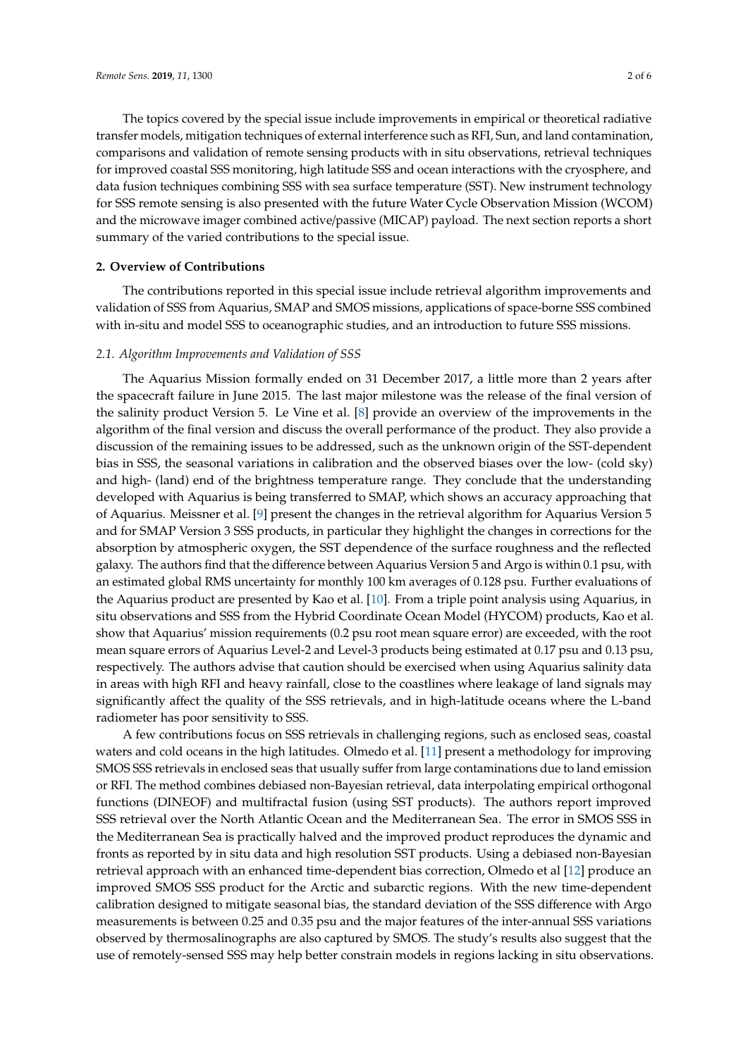The topics covered by the special issue include improvements in empirical or theoretical radiative transfer models, mitigation techniques of external interference such as RFI, Sun, and land contamination, comparisons and validation of remote sensing products with in situ observations, retrieval techniques for improved coastal SSS monitoring, high latitude SSS and ocean interactions with the cryosphere, and data fusion techniques combining SSS with sea surface temperature (SST). New instrument technology for SSS remote sensing is also presented with the future Water Cycle Observation Mission (WCOM) and the microwave imager combined active/passive (MICAP) payload. The next section reports a short summary of the varied contributions to the special issue.

## 2. Overview of Contributions

The contributions reported in this special issue include retrieval algorithm improvements and validation of SSS from Aquarius, SMAP and SMOS missions, applications of space-borne SSS combined with in-situ and model SSS to oceanographic studies, and an introduction to future SSS missions.

### *2.1. Algorithm Improvements and Validation of SSS*

The Aquarius Mission formally ended on 31 December 2017, a little more than 2 years after the spacecraft failure in June 2015. The last major milestone was the release of the final version of the salinity product Version 5. Le Vine et al. [8] provide an overview of the improvements in the algorithm of the final version and discuss the overall performance of the product. They also provide a discussion of the remaining issues to be addressed, such as the unknown origin of the SST-dependent bias in SSS, the seasonal variations in calibration and the observed biases over the low- (cold sky) and high- (land) end of the brightness temperature range. They conclude that the understanding developed with Aquarius is being transferred to SMAP, which shows an accuracy approaching that of Aquarius. Meissner et al. [9] present the changes in the retrieval algorithm for Aquarius Version 5 and for SMAP Version 3 SSS products, in particular they highlight the changes in corrections for the absorption by atmospheric oxygen, the SST dependence of the surface roughness and the reflected galaxy. The authors find that the difference between Aquarius Version 5 and Argo is within 0.1 psu, with an estimated global RMS uncertainty for monthly 100 km averages of 0.128 psu. Further evaluations of the Aquarius product are presented by Kao et al. [10]. From a triple point analysis using Aquarius, in situ observations and SSS from the Hybrid Coordinate Ocean Model (HYCOM) products, Kao et al. show that Aquarius' mission requirements (0.2 psu root mean square error) are exceeded, with the root mean square errors of Aquarius Level-2 and Level-3 products being estimated at 0.17 psu and 0.13 psu, respectively. The authors advise that caution should be exercised when using Aquarius salinity data in areas with high RFI and heavy rainfall, close to the coastlines where leakage of land signals may significantly affect the quality of the SSS retrievals, and in high-latitude oceans where the L-band radiometer has poor sensitivity to SSS.

A few contributions focus on SSS retrievals in challenging regions, such as enclosed seas, coastal waters and cold oceans in the high latitudes. Olmedo et al. [11] present a methodology for improving SMOS SSS retrievals in enclosed seas that usually suffer from large contaminations due to land emission or RFI. The method combines debiased non-Bayesian retrieval, data interpolating empirical orthogonal functions (DINEOF) and multifractal fusion (using SST products). The authors report improved SSS retrieval over the North Atlantic Ocean and the Mediterranean Sea. The error in SMOS SSS in the Mediterranean Sea is practically halved and the improved product reproduces the dynamic and fronts as reported by in situ data and high resolution SST products. Using a debiased non-Bayesian retrieval approach with an enhanced time-dependent bias correction, Olmedo et al [12] produce an improved SMOS SSS product for the Arctic and subarctic regions. With the new time-dependent calibration designed to mitigate seasonal bias, the standard deviation of the SSS difference with Argo measurements is between 0.25 and 0.35 psu and the major features of the inter-annual SSS variations observed by thermosalinographs are also captured by SMOS. The study's results also suggest that the use of remotely-sensed SSS may help better constrain models in regions lacking in situ observations.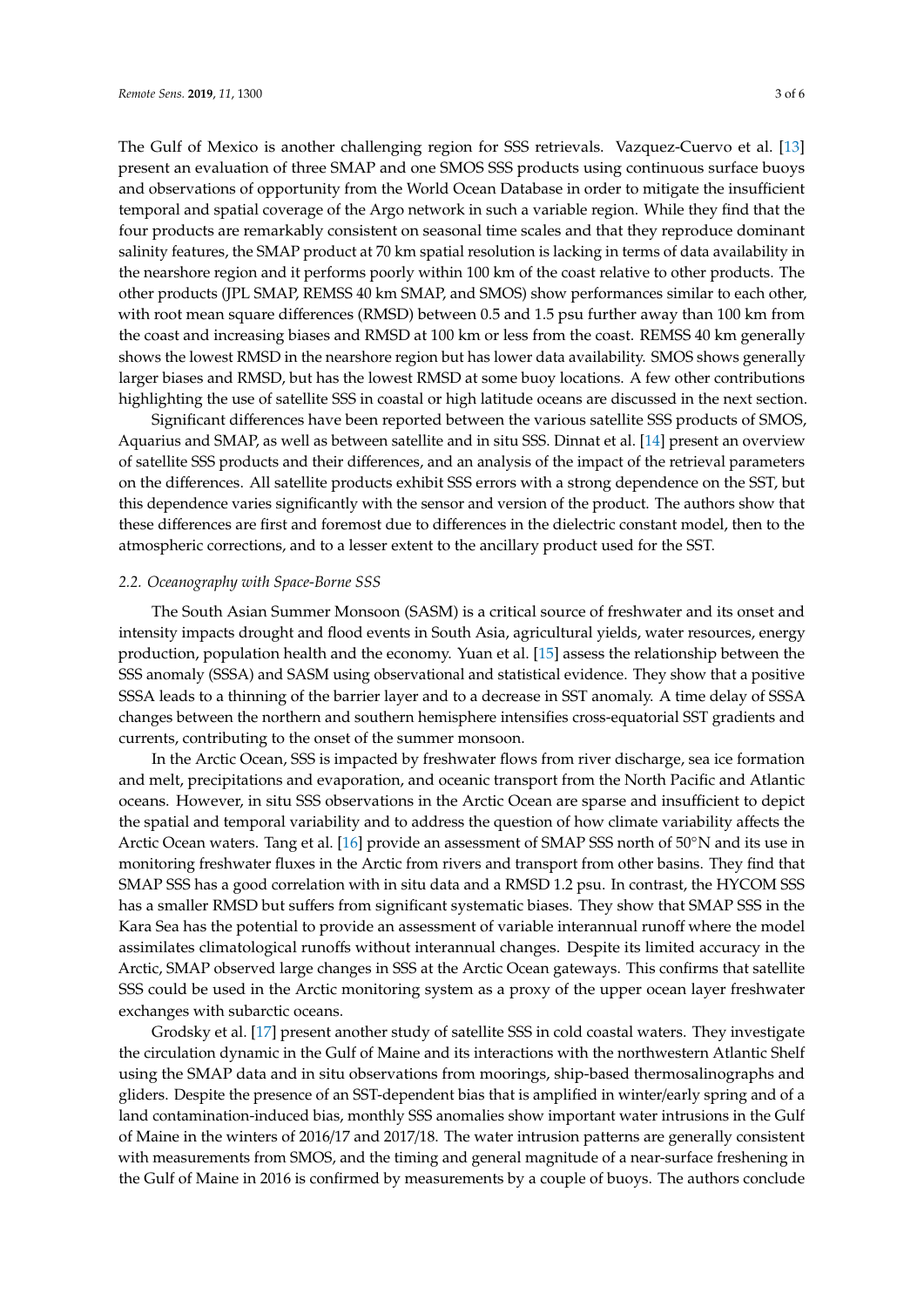The Gulf of Mexico is another challenging region for SSS retrievals. Vazquez-Cuervo et al. [13] present an evaluation of three SMAP and one SMOS SSS products using continuous surface buoys and observations of opportunity from the World Ocean Database in order to mitigate the insufficient temporal and spatial coverage of the Argo network in such a variable region. While they find that the four products are remarkably consistent on seasonal time scales and that they reproduce dominant salinity features, the SMAP product at 70 km spatial resolution is lacking in terms of data availability in the nearshore region and it performs poorly within 100 km of the coast relative to other products. The other products (JPL SMAP, REMSS 40 km SMAP, and SMOS) show performances similar to each other, with root mean square differences (RMSD) between 0.5 and 1.5 psu further away than 100 km from the coast and increasing biases and RMSD at 100 km or less from the coast. REMSS 40 km generally shows the lowest RMSD in the nearshore region but has lower data availability. SMOS shows generally larger biases and RMSD, but has the lowest RMSD at some buoy locations. A few other contributions highlighting the use of satellite SSS in coastal or high latitude oceans are discussed in the next section.

Significant differences have been reported between the various satellite SSS products of SMOS, Aquarius and SMAP, as well as between satellite and in situ SSS. Dinnat et al. [14] present an overview of satellite SSS products and their differences, and an analysis of the impact of the retrieval parameters on the differences. All satellite products exhibit SSS errors with a strong dependence on the SST, but this dependence varies significantly with the sensor and version of the product. The authors show that these differences are first and foremost due to differences in the dielectric constant model, then to the atmospheric corrections, and to a lesser extent to the ancillary product used for the SST.

### 2.2. Oceanography with Space-Borne SSS

The South Asian Summer Monsoon (SASM) is a critical source of freshwater and its onset and intensity impacts drought and flood events in South Asia, agricultural yields, water resources, energy production, population health and the economy. Yuan et al. [15] assess the relationship between the SSS anomaly (SSSA) and SASM using observational and statistical evidence. They show that a positive SSSA leads to a thinning of the barrier layer and to a decrease in SST anomaly. A time delay of SSSA changes between the northern and southern hemisphere intensifies cross-equatorial SST gradients and currents, contributing to the onset of the summer monsoon.

In the Arctic Ocean, SSS is impacted by freshwater flows from river discharge, sea ice formation and melt, precipitations and evaporation, and oceanic transport from the North Pacific and Atlantic oceans. However, in situ SSS observations in the Arctic Ocean are sparse and insufficient to depict the spatial and temporal variability and to address the question of how climate variability affects the Arctic Ocean waters. Tang et al. [16] provide an assessment of SMAP SSS north of 50°N and its use in monitoring freshwater fluxes in the Arctic from rivers and transport from other basins. They find that SMAP SSS has a good correlation with in situ data and a RMSD 1.2 psu. In contrast, the HYCOM SSS has a smaller RMSD but suffers from significant systematic biases. They show that SMAP SSS in the Kara Sea has the potential to provide an assessment of variable interannual runoff where the model assimilates climatological runoffs without interannual changes. Despite its limited accuracy in the Arctic, SMAP observed large changes in SSS at the Arctic Ocean gateways. This confirms that satellite SSS could be used in the Arctic monitoring system as a proxy of the upper ocean layer freshwater exchanges with subarctic oceans.

Grodsky et al. [17] present another study of satellite SSS in cold coastal waters. They investigate the circulation dynamic in the Gulf of Maine and its interactions with the northwestern Atlantic Shelf using the SMAP data and in situ observations from moorings, ship-based thermosalinographs and gliders. Despite the presence of an SST-dependent bias that is amplified in winter/early spring and of a land contamination-induced bias, monthly SSS anomalies show important water intrusions in the Gulf of Maine in the winters of 2016/17 and 2017/18. The water intrusion patterns are generally consistent with measurements from SMOS, and the timing and general magnitude of a near-surface freshening in the Gulf of Maine in 2016 is confirmed by measurements by a couple of buoys. The authors conclude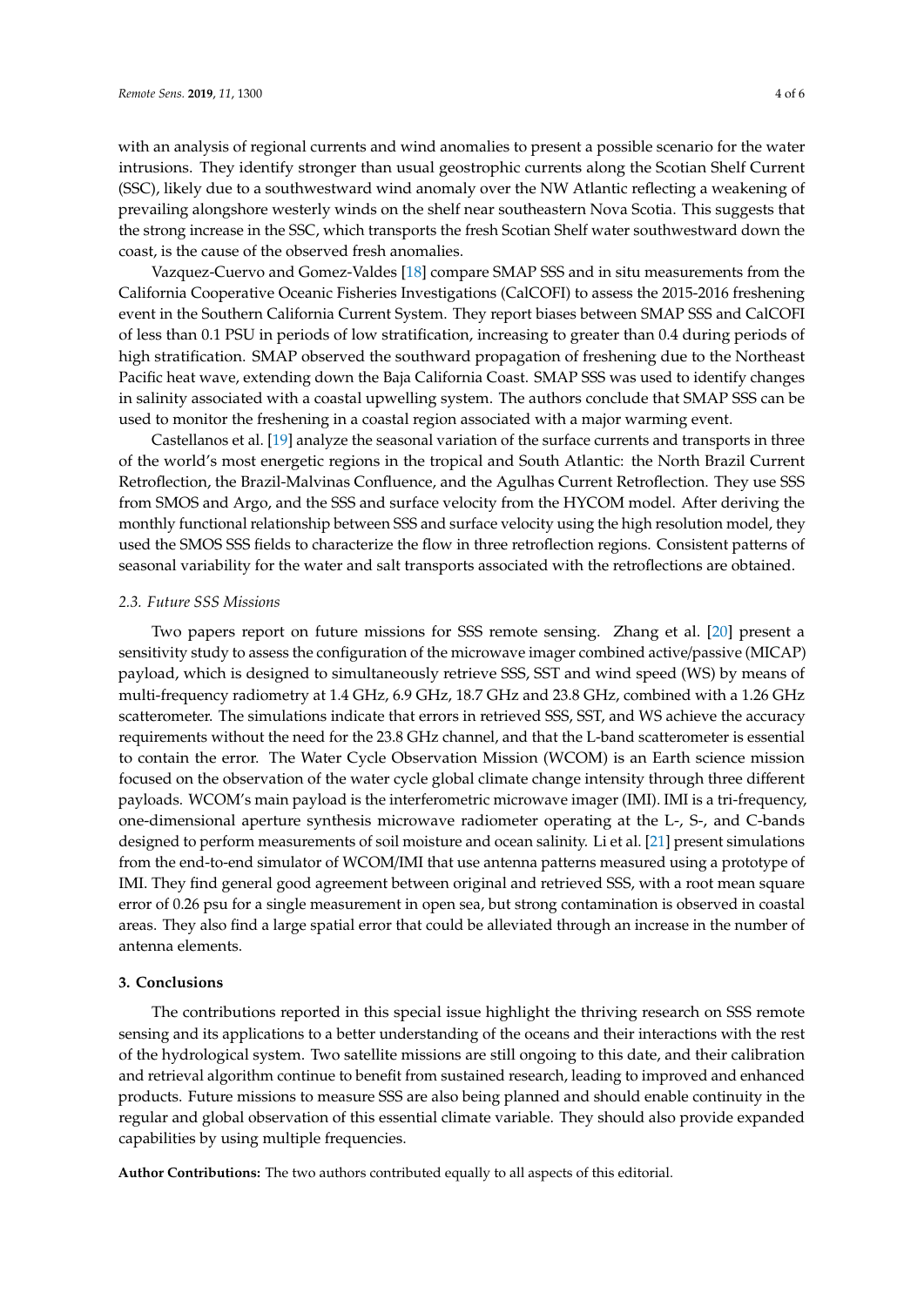with an analysis of regional currents and wind anomalies to present a possible scenario for the water intrusions. They identify stronger than usual geostrophic currents along the Scotian Shelf Current (SSC), likely due to a southwestward wind anomaly over the NW Atlantic reflecting a weakening of prevailing alongshore westerly winds on the shelf near southeastern Nova Scotia. This suggests that the strong increase in the SSC, which transports the fresh Scotian Shelf water southwestward down the coast, is the cause of the observed fresh anomalies.

Vazquez-Cuervo and Gomez-Valdes [18] compare SMAP SSS and in situ measurements from the California Cooperative Oceanic Fisheries Investigations (CalCOFI) to assess the 2015-2016 freshening event in the Southern California Current System. They report biases between SMAP SSS and CalCOFI of less than 0.1 PSU in periods of low stratification, increasing to greater than 0.4 during periods of high stratification. SMAP observed the southward propagation of freshening due to the Northeast Pacific heat wave, extending down the Baja California Coast. SMAP SSS was used to identify changes in salinity associated with a coastal upwelling system. The authors conclude that SMAP SSS can be used to monitor the freshening in a coastal region associated with a major warming event.

Castellanos et al. [19] analyze the seasonal variation of the surface currents and transports in three of the world's most energetic regions in the tropical and South Atlantic: the North Brazil Current Retroflection, the Brazil-Malvinas Confluence, and the Agulhas Current Retroflection. They use SSS from SMOS and Argo, and the SSS and surface velocity from the HYCOM model. After deriving the monthly functional relationship between SSS and surface velocity using the high resolution model, they used the SMOS SSS fields to characterize the flow in three retroflection regions. Consistent patterns of seasonal variability for the water and salt transports associated with the retroflections are obtained.

### *2.3. Future SSS Missions*

Two papers report on future missions for SSS remote sensing. Zhang et al. [20] present a sensitivity study to assess the configuration of the microwave imager combined active/passive (MICAP) payload, which is designed to simultaneously retrieve SSS, SST and wind speed (WS) by means of multi-frequency radiometry at 1.4 GHz, 6.9 GHz, 18.7 GHz and 23.8 GHz, combined with a 1.26 GHz scatterometer. The simulations indicate that errors in retrieved SSS, SST, and WS achieve the accuracy requirements without the need for the 23.8 GHz channel, and that the L-band scatterometer is essential to contain the error. The Water Cycle Observation Mission (WCOM) is an Earth science mission focused on the observation of the water cycle global climate change intensity through three different payloads. WCOM's main payload is the interferometric microwave imager (IMI). IMI is a tri-frequency, one-dimensional aperture synthesis microwave radiometer operating at the L-, S-, and C-bands designed to perform measurements of soil moisture and ocean salinity. Li et al. [21] present simulations from the end-to-end simulator of WCOM/IMI that use antenna patterns measured using a prototype of IMI. They find general good agreement between original and retrieved SSS, with a root mean square error of 0.26 psu for a single measurement in open sea, but strong contamination is observed in coastal areas. They also find a large spatial error that could be alleviated through an increase in the number of antenna elements.

## 3. Conclusions

The contributions reported in this special issue highlight the thriving research on SSS remote sensing and its applications to a better understanding of the oceans and their interactions with the rest of the hydrological system. Two satellite missions are still ongoing to this date, and their calibration and retrieval algorithm continue to benefit from sustained research, leading to improved and enhanced products. Future missions to measure SSS are also being planned and should enable continuity in the regular and global observation of this essential climate variable. They should also provide expanded capabilities by using multiple frequencies.

**Author Contributions:** The two authors contributed equally to all aspects of this editorial.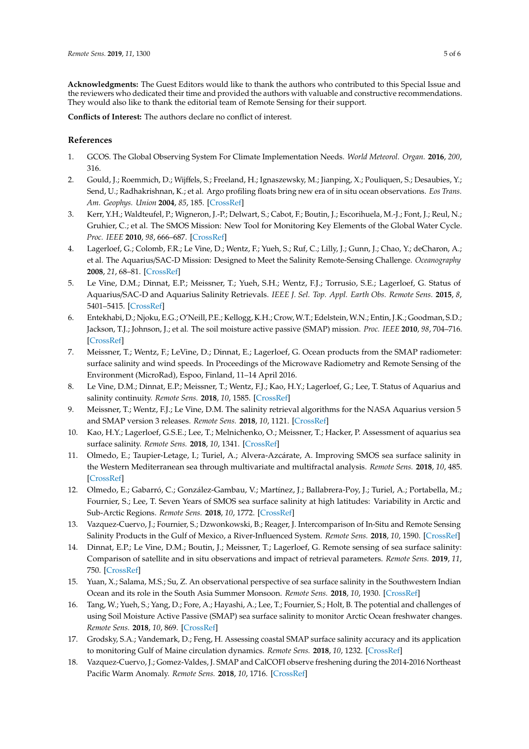**Acknowledgments:** The Guest Editors would like to thank the authors who contributed to this Special Issue and the reviewers who dedicated their time and provided the authors with valuable and constructive recommendations. They would also like to thank the editorial team of Remote Sensing for their support.

**Conflicts of Interest:** The authors declare no conflict of interest.

## References

1. GCOS. The Global Observing System For Climate Implementation Needs. *World Meteorol. Organ.* **2016**, *200*, 316.
2. Gould, J.; Roemmich, D.; Wijffels, S.; Freeland, H.; Ignaszewsky, M.; Jianping, X.; Pouliquen, S.; Desaubies, Y.; Send, U.; Radhakrishnan, K.; et al. Argo profiling floats bring new era of in situ ocean observations. *Eos Trans. Am. Geophys. Union* **2004**, *85*, 185. [CrossRef]
3. Kerr, Y.H.; Waldteufel, P.; Wigneron, J.-P.; Delwart, S.; Cabot, F.; Boutin, J.; Escorihuela, M.-J.; Font, J.; Reul, N.; Gruhier, C.; et al. The SMOS Mission: New Tool for Monitoring Key Elements of the Global Water Cycle. *Proc. IEEE* **2010**, *98*, 666–687. [CrossRef]
4. Lagerloef, G.; Colomb, F.R.; Le Vine, D.; Wentz, F.; Yueh, S.; Ruf, C.; Lilly, J.; Gunn, J.; Chao, Y.; deCharon, A.; et al. The Aquarius/SAC-D Mission: Designed to Meet the Salinity Remote-Sensing Challenge. *Oceanography* **2008**, *21*, 68–81. [CrossRef]
5. Le Vine, D.M.; Dinnat, E.P.; Meissner, T.; Yueh, S.H.; Wentz, F.J.; Torrusio, S.E.; Lagerloef, G. Status of Aquarius/SAC-D and Aquarius Salinity Retrievals. *IEEE J. Sel. Top. Appl. Earth Obs. Remote Sens.* **2015**, *8*, 5401–5415. [CrossRef]
6. Entekhabi, D.; Njoku, E.G.; O'Neill, P.E.; Kellogg, K.H.; Crow, W.T.; Edelstein, W.N.; Entin, J.K.; Goodman, S.D.; Jackson, T.J.; Johnson, J.; et al. The soil moisture active passive (SMAP) mission. *Proc. IEEE* **2010**, *98*, 704–716. [CrossRef]
7. Meissner, T.; Wentz, F.; LeVine, D.; Dinnat, E.; Lagerloef, G. Ocean products from the SMAP radiometer: surface salinity and wind speeds. In Proceedings of the Microwave Radiometry and Remote Sensing of the Environment (MicroRad), Espoo, Finland, 11–14 April 2016.
8. Le Vine, D.M.; Dinnat, E.P.; Meissner, T.; Wentz, F.J.; Kao, H.Y.; Lagerloef, G.; Lee, T. Status of Aquarius and salinity continuity. *Remote Sens.* **2018**, *10*, 1585. [CrossRef]
9. Meissner, T.; Wentz, F.J.; Le Vine, D.M. The salinity retrieval algorithms for the NASA Aquarius version 5 and SMAP version 3 releases. *Remote Sens.* **2018**, *10*, 1121. [CrossRef]
10. Kao, H.Y.; Lagerloef, G.S.E.; Lee, T.; Melnichenko, O.; Meissner, T.; Hacker, P. Assessment of aquarius sea surface salinity. *Remote Sens.* **2018**, *10*, 1341. [CrossRef]
11. Olmedo, E.; Taupier-Letage, I.; Turiel, A.; Alvera-Azcárate, A. Improving SMOS sea surface salinity in the Western Mediterranean sea through multivariate and multifractal analysis. *Remote Sens.* **2018**, *10*, 485. [CrossRef]
12. Olmedo, E.; Gabarró, C.; González-Gambau, V.; Martínez, J.; Ballabrera-Poy, J.; Turiel, A.; Portabella, M.; Fournier, S.; Lee, T. Seven Years of SMOS sea surface salinity at high latitudes: Variability in Arctic and Sub-Arctic Regions. *Remote Sens.* **2018**, *10*, 1772. [CrossRef]
13. Vazquez-Cuervo, J.; Fournier, S.; Dzwonkowski, B.; Reager, J. Intercomparison of In-Situ and Remote Sensing Salinity Products in the Gulf of Mexico, a River-Influenced System. *Remote Sens.* **2018**, *10*, 1590. [CrossRef]
14. Dinnat, E.P.; Le Vine, D.M.; Boutin, J.; Meissner, T.; Lagerloef, G. Remote sensing of sea surface salinity: Comparison of satellite and in situ observations and impact of retrieval parameters. *Remote Sens.* **2019**, *11*, 750. [CrossRef]
15. Yuan, X.; Salama, M.S.; Su, Z. An observational perspective of sea surface salinity in the Southwestern Indian Ocean and its role in the South Asia Summer Monsoon. *Remote Sens.* **2018**, *10*, 1930. [CrossRef]
16. Tang, W.; Yueh, S.; Yang, D.; Fore, A.; Hayashi, A.; Lee, T.; Fournier, S.; Holt, B. The potential and challenges of using Soil Moisture Active Passive (SMAP) sea surface salinity to monitor Arctic Ocean freshwater changes. *Remote Sens.* **2018**, *10*, 869. [CrossRef]
17. Grodsky, S.A.; Vandemark, D.; Feng, H. Assessing coastal SMAP surface salinity accuracy and its application to monitoring Gulf of Maine circulation dynamics. *Remote Sens.* **2018**, *10*, 1232. [CrossRef]
18. Vazquez-Cuervo, J.; Gomez-Valdes, J. SMAP and CalCOFI observe freshening during the 2014-2016 Northeast Pacific Warm Anomaly. *Remote Sens.* **2018**, *10*, 1716. [CrossRef]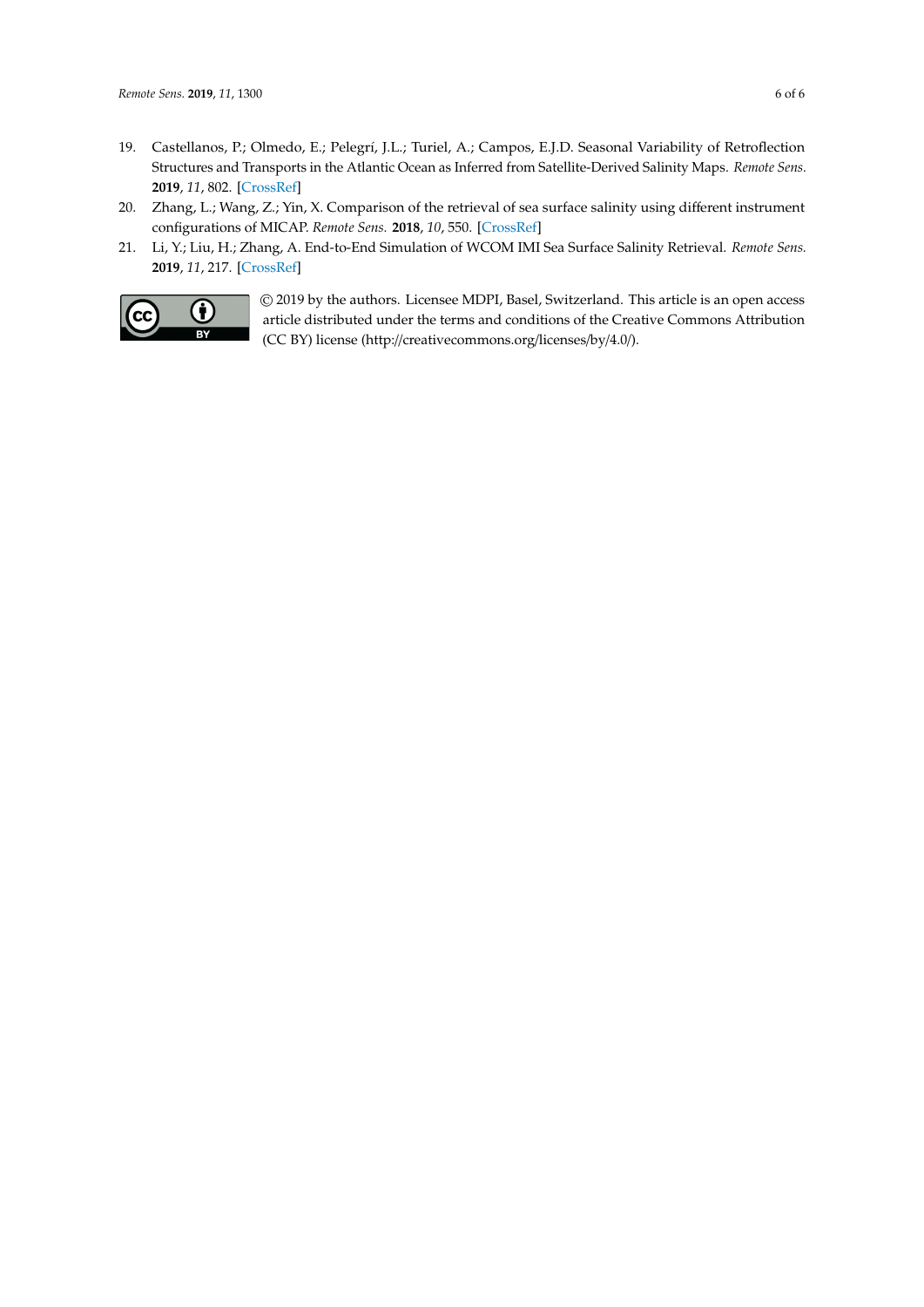19. Castellanos, P.; Olmedo, E.; Pelegrí, J.L.; Turiel, A.; Campos, E.J.D. Seasonal Variability of Retroflection Structures and Transports in the Atlantic Ocean as Inferred from Satellite-Derived Salinity Maps. *Remote Sens.* **2019**, *11*, 802. [CrossRef]
20. Zhang, L.; Wang, Z.; Yin, X. Comparison of the retrieval of sea surface salinity using different instrument configurations of MICAP. *Remote Sens.* **2018**, *10*, 550. [CrossRef]
21. Li, Y.; Liu, H.; Zhang, A. End-to-End Simulation of WCOM IMI Sea Surface Salinity Retrieval. *Remote Sens.* **2019**, *11*, 217. [CrossRef]

© 2019 by the authors. Licensee MDPI, Basel, Switzerland. This article is an open access article distributed under the terms and conditions of the Creative Commons Attribution (CC BY) license (http://creativecommons.org/licenses/by/4.0/).